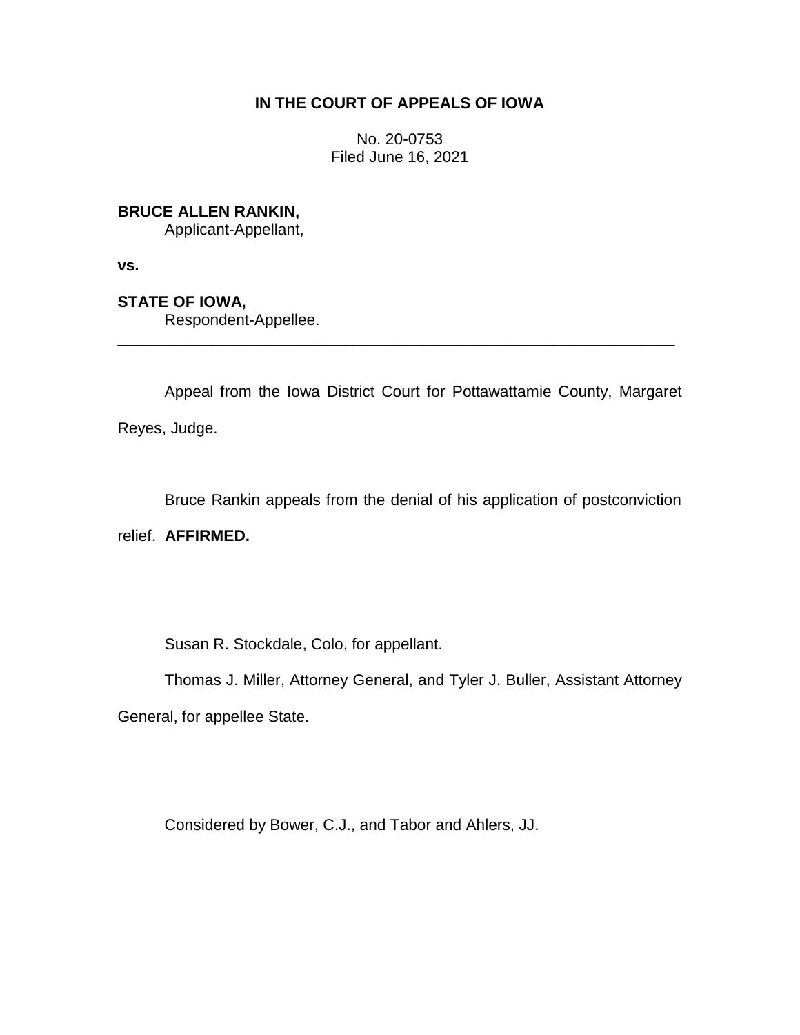**IN THE COURT OF APPEALS OF IOWA**

No. 20-0753
Filed June 16, 2021

**BRUCE ALLEN RANKIN,**
Applicant-Appellant,

**vs.**

**STATE OF IOWA,**
Respondent-Appellee.

---

Appeal from the Iowa District Court for Pottawattamie County, Margaret Reyes, Judge.

Bruce Rankin appeals from the denial of his application of postconviction relief. **AFFIRMED.**

Susan R. Stockdale, Colo, for appellant.

Thomas J. Miller, Attorney General, and Tyler J. Buller, Assistant Attorney General, for appellee State.

Considered by Bower, C.J., and Tabor and Ahlers, JJ.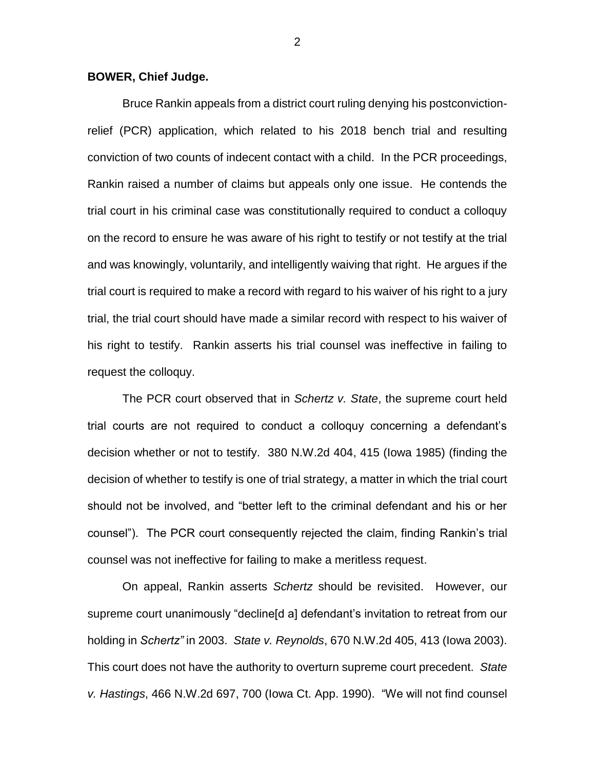**BOWER, Chief Judge.**

Bruce Rankin appeals from a district court ruling denying his postconviction-relief (PCR) application, which related to his 2018 bench trial and resulting conviction of two counts of indecent contact with a child. In the PCR proceedings, Rankin raised a number of claims but appeals only one issue. He contends the trial court in his criminal case was constitutionally required to conduct a colloquy on the record to ensure he was aware of his right to testify or not testify at the trial and was knowingly, voluntarily, and intelligently waiving that right. He argues if the trial court is required to make a record with regard to his waiver of his right to a jury trial, the trial court should have made a similar record with respect to his waiver of his right to testify. Rankin asserts his trial counsel was ineffective in failing to request the colloquy.

The PCR court observed that in *Schertz v. State*, the supreme court held trial courts are not required to conduct a colloquy concerning a defendant's decision whether or not to testify. 380 N.W.2d 404, 415 (Iowa 1985) (finding the decision of whether to testify is one of trial strategy, a matter in which the trial court should not be involved, and "better left to the criminal defendant and his or her counsel"). The PCR court consequently rejected the claim, finding Rankin's trial counsel was not ineffective for failing to make a meritless request.

On appeal, Rankin asserts *Schertz* should be revisited. However, our supreme court unanimously "decline[d a] defendant's invitation to retreat from our holding in *Schertz"* in 2003. *State v. Reynolds*, 670 N.W.2d 405, 413 (Iowa 2003). This court does not have the authority to overturn supreme court precedent. *State v. Hastings*, 466 N.W.2d 697, 700 (Iowa Ct. App. 1990). "We will not find counsel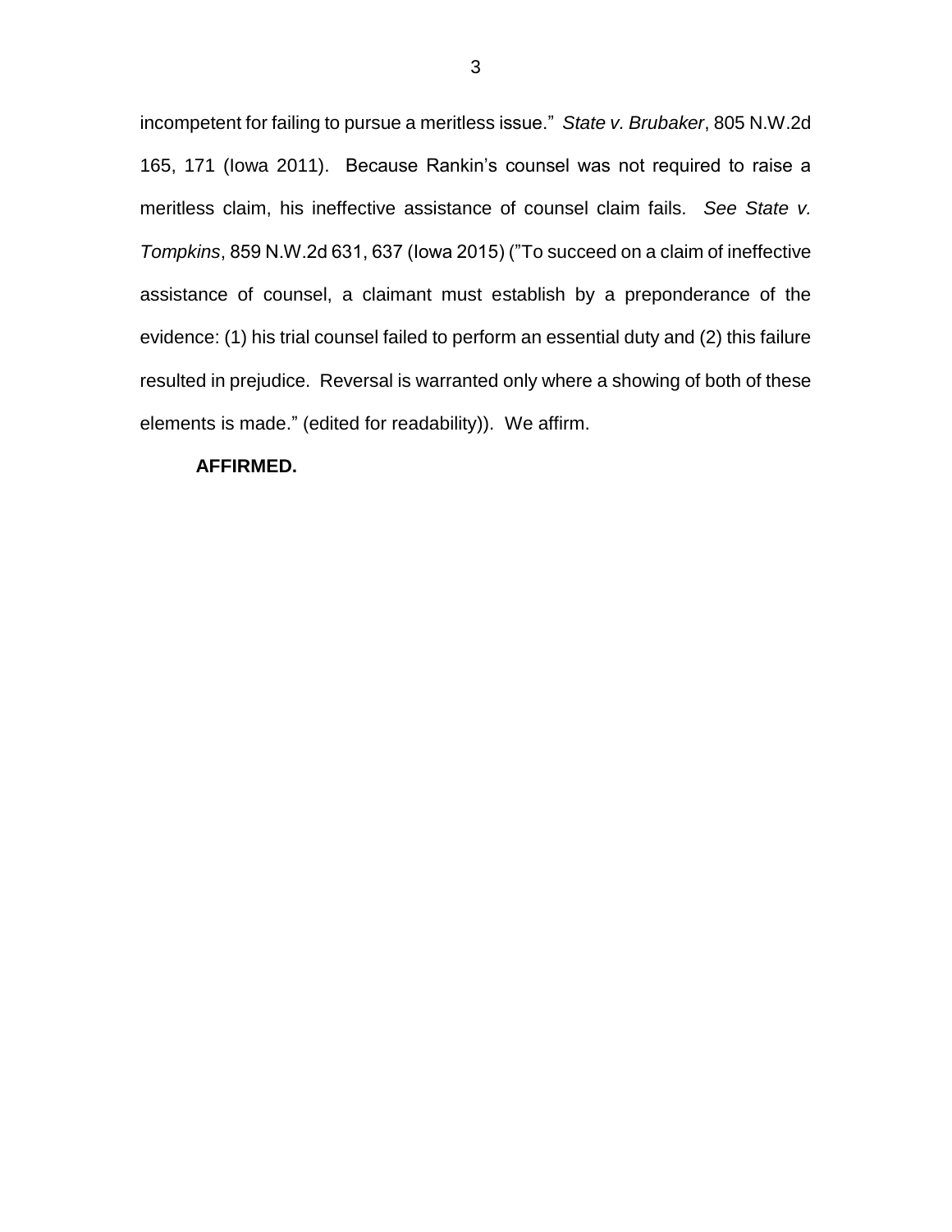incompetent for failing to pursue a meritless issue." *State v. Brubaker*, 805 N.W.2d 165, 171 (Iowa 2011). Because Rankin's counsel was not required to raise a meritless claim, his ineffective assistance of counsel claim fails. *See State v. Tompkins*, 859 N.W.2d 631, 637 (Iowa 2015) ("To succeed on a claim of ineffective assistance of counsel, a claimant must establish by a preponderance of the evidence: (1) his trial counsel failed to perform an essential duty and (2) this failure resulted in prejudice. Reversal is warranted only where a showing of both of these elements is made." (edited for readability)). We affirm.

**AFFIRMED.**